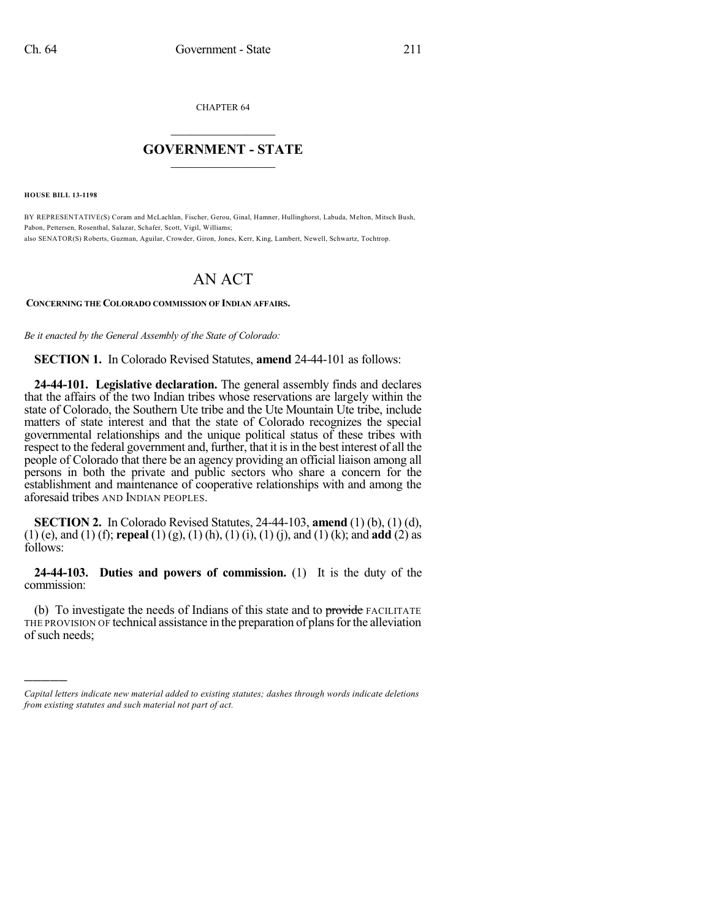CHAPTER 64

# GOVERNMENT - STATE

**HOUSE BILL 13-1198**

BY REPRESENTATIVE(S) Coram and McLachlan, Fischer, Gerou, Ginal, Hamner, Hullinghorst, Labuda, Melton, Mitsch Bush, Pabon, Pettersen, Rosenthal, Salazar, Schafer, Scott, Vigil, Williams;
also SENATOR(S) Roberts, Guzman, Aguilar, Crowder, Giron, Jones, Kerr, King, Lambert, Newell, Schwartz, Tochtrop.

# AN ACT

**CONCERNING THE COLORADO COMMISSION OF INDIAN AFFAIRS.**

*Be it enacted by the General Assembly of the State of Colorado:*

**SECTION 1.** In Colorado Revised Statutes, **amend** 24-44-101 as follows:

**24-44-101. Legislative declaration.** The general assembly finds and declares that the affairs of the two Indian tribes whose reservations are largely within the state of Colorado, the Southern Ute tribe and the Ute Mountain Ute tribe, include matters of state interest and that the state of Colorado recognizes the special governmental relationships and the unique political status of these tribes with respect to the federal government and, further, that it is in the best interest of all the people of Colorado that there be an agency providing an official liaison among all persons in both the private and public sectors who share a concern for the establishment and maintenance of cooperative relationships with and among the aforesaid tribes AND INDIAN PEOPLES.

**SECTION 2.** In Colorado Revised Statutes, 24-44-103, **amend** (1) (b), (1) (d), (1) (e), and (1) (f); **repeal** (1) (g), (1) (h), (1) (i), (1) (j), and (1) (k); and **add** (2) as follows:

**24-44-103. Duties and powers of commission.** (1) It is the duty of the commission:

(b) To investigate the needs of Indians of this state and to ~~provide~~ FACILITATE THE PROVISION OF technical assistance in the preparation of plans for the alleviation of such needs;

---

*Capital letters indicate new material added to existing statutes; dashes through words indicate deletions from existing statutes and such material not part of act.*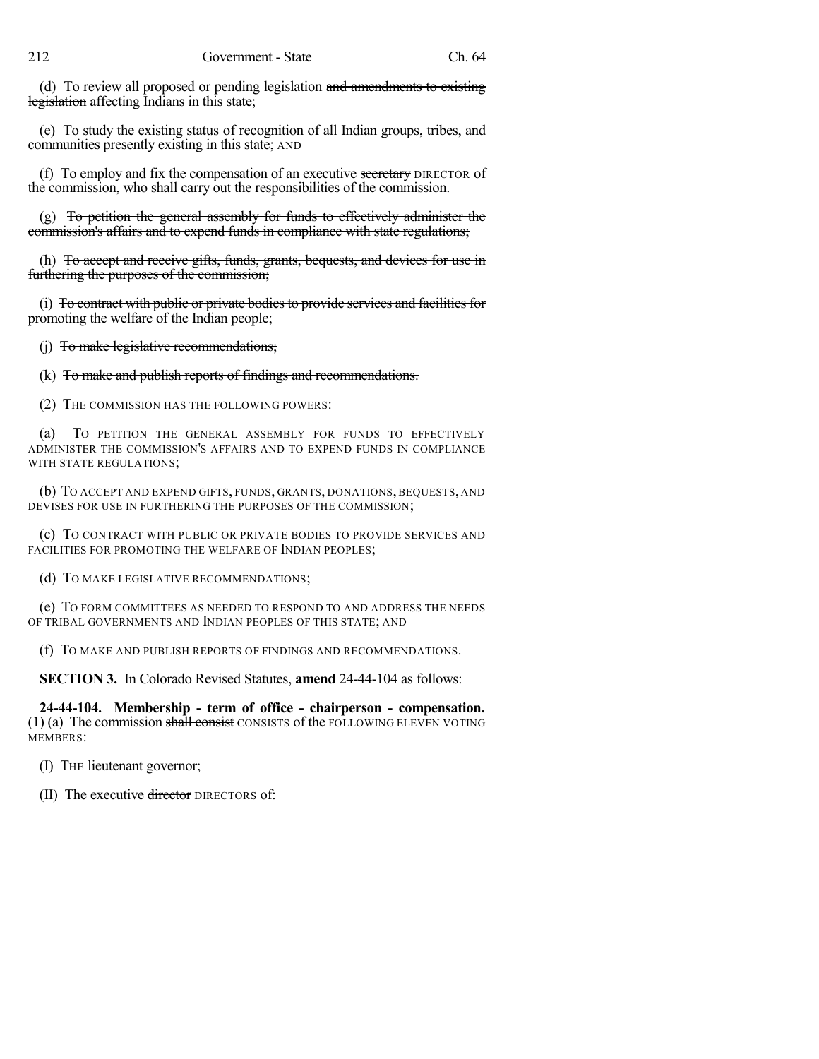(d) To review all proposed or pending legislation ~~and amendments to existing legislation~~ affecting Indians in this state;

(e) To study the existing status of recognition of all Indian groups, tribes, and communities presently existing in this state; AND

(f) To employ and fix the compensation of an executive ~~secretary~~ DIRECTOR of the commission, who shall carry out the responsibilities of the commission.

(g) ~~To petition the general assembly for funds to effectively administer the commission's affairs and to expend funds in compliance with state regulations;~~

(h) ~~To accept and receive gifts, funds, grants, bequests, and devices for use in furthering the purposes of the commission;~~

(i) ~~To contract with public or private bodies to provide services and facilities for promoting the welfare of the Indian people;~~

(j) ~~To make legislative recommendations;~~

(k) ~~To make and publish reports of findings and recommendations.~~

(2) THE COMMISSION HAS THE FOLLOWING POWERS:

(a) TO PETITION THE GENERAL ASSEMBLY FOR FUNDS TO EFFECTIVELY ADMINISTER THE COMMISSION'S AFFAIRS AND TO EXPEND FUNDS IN COMPLIANCE WITH STATE REGULATIONS;

(b) TO ACCEPT AND EXPEND GIFTS, FUNDS, GRANTS, DONATIONS, BEQUESTS, AND DEVISES FOR USE IN FURTHERING THE PURPOSES OF THE COMMISSION;

(c) TO CONTRACT WITH PUBLIC OR PRIVATE BODIES TO PROVIDE SERVICES AND FACILITIES FOR PROMOTING THE WELFARE OF INDIAN PEOPLES;

(d) TO MAKE LEGISLATIVE RECOMMENDATIONS;

(e) TO FORM COMMITTEES AS NEEDED TO RESPOND TO AND ADDRESS THE NEEDS OF TRIBAL GOVERNMENTS AND INDIAN PEOPLES OF THIS STATE; AND

(f) TO MAKE AND PUBLISH REPORTS OF FINDINGS AND RECOMMENDATIONS.

**SECTION 3.** In Colorado Revised Statutes, **amend** 24-44-104 as follows:

**24-44-104. Membership - term of office - chairperson - compensation.** (1) (a) The commission ~~shall consist~~ CONSISTS of the FOLLOWING ELEVEN VOTING MEMBERS:

(I) THE lieutenant governor;

(II) The executive ~~director~~ DIRECTORS of: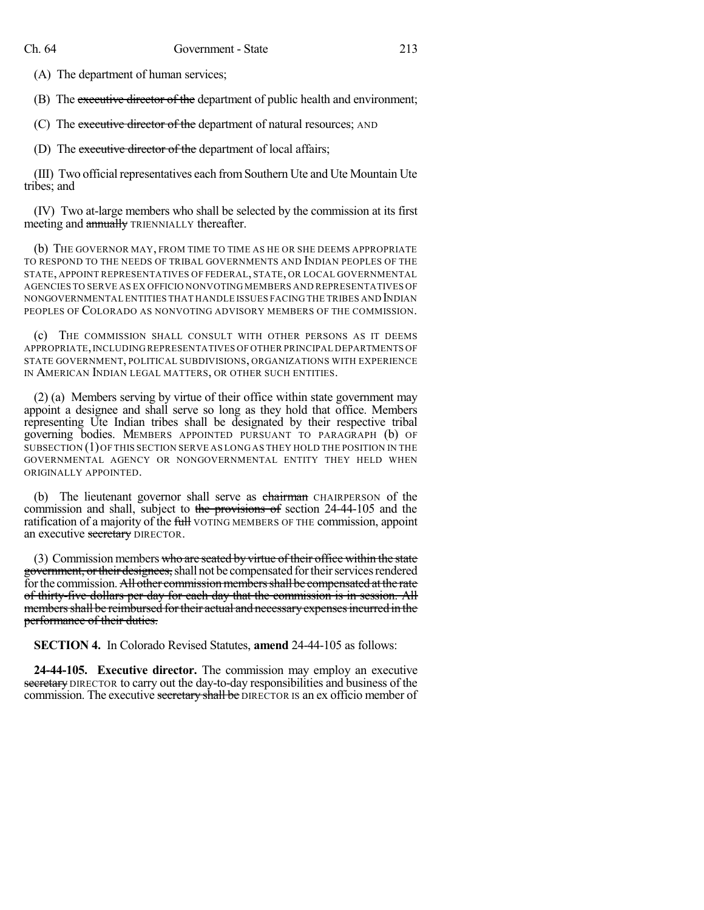(A) The department of human services;

(B) The ~~executive director of the~~ department of public health and environment;

(C) The ~~executive director of the~~ department of natural resources; AND

(D) The ~~executive director of the~~ department of local affairs;

(III) Two official representatives each from Southern Ute and Ute Mountain Ute tribes; and

(IV) Two at-large members who shall be selected by the commission at its first meeting and ~~annually~~ TRIENNIALLY thereafter.

(b) THE GOVERNOR MAY, FROM TIME TO TIME AS HE OR SHE DEEMS APPROPRIATE TO RESPOND TO THE NEEDS OF TRIBAL GOVERNMENTS AND INDIAN PEOPLES OF THE STATE, APPOINT REPRESENTATIVES OF FEDERAL, STATE, OR LOCAL GOVERNMENTAL AGENCIES TO SERVE AS EX OFFICIO NONVOTING MEMBERS AND REPRESENTATIVES OF NONGOVERNMENTAL ENTITIES THAT HANDLE ISSUES FACING THE TRIBES AND INDIAN PEOPLES OF COLORADO AS NONVOTING ADVISORY MEMBERS OF THE COMMISSION.

(c) THE COMMISSION SHALL CONSULT WITH OTHER PERSONS AS IT DEEMS APPROPRIATE, INCLUDING REPRESENTATIVES OF OTHER PRINCIPAL DEPARTMENTS OF STATE GOVERNMENT, POLITICAL SUBDIVISIONS, ORGANIZATIONS WITH EXPERIENCE IN AMERICAN INDIAN LEGAL MATTERS, OR OTHER SUCH ENTITIES.

(2) (a) Members serving by virtue of their office within state government may appoint a designee and shall serve so long as they hold that office. Members representing Ute Indian tribes shall be designated by their respective tribal governing bodies. MEMBERS APPOINTED PURSUANT TO PARAGRAPH (b) OF SUBSECTION (1) OF THIS SECTION SERVE AS LONG AS THEY HOLD THE POSITION IN THE GOVERNMENTAL AGENCY OR NONGOVERNMENTAL ENTITY THEY HELD WHEN ORIGINALLY APPOINTED.

(b) The lieutenant governor shall serve as ~~chairman~~ CHAIRPERSON of the commission and shall, subject to ~~the provisions of~~ section 24-44-105 and the ratification of a majority of the ~~full~~ VOTING MEMBERS OF THE commission, appoint an executive ~~secretary~~ DIRECTOR.

(3) Commission members ~~who are seated by virtue of their office within the state government, or their designees,~~ shall not be compensated for their services rendered for the commission. ~~All other commission members shall be compensated at the rate of thirty-five dollars per day for each day that the commission is in session. All members shall be reimbursed for their actual and necessary expenses incurred in the performance of their duties.~~

**SECTION 4.** In Colorado Revised Statutes, **amend** 24-44-105 as follows:

**24-44-105. Executive director.** The commission may employ an executive ~~secretary~~ DIRECTOR to carry out the day-to-day responsibilities and business of the commission. The executive ~~secretary shall be~~ DIRECTOR IS an ex officio member of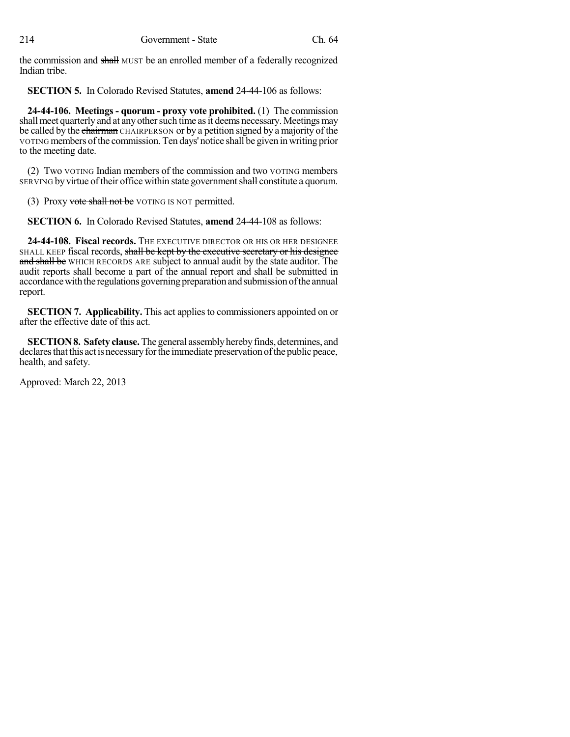the commission and ~~shall~~ MUST be an enrolled member of a federally recognized Indian tribe.

**SECTION 5.** In Colorado Revised Statutes, **amend** 24-44-106 as follows:

**24-44-106. Meetings - quorum - proxy vote prohibited.** (1) The commission shall meet quarterly and at any other such time as it deems necessary. Meetings may be called by the ~~chairman~~ CHAIRPERSON or by a petition signed by a majority of the VOTING members of the commission. Ten days' notice shall be given in writing prior to the meeting date.

(2) Two VOTING Indian members of the commission and two VOTING members SERVING by virtue of their office within state government ~~shall~~ constitute a quorum.

(3) Proxy ~~vote shall not be~~ VOTING IS NOT permitted.

**SECTION 6.** In Colorado Revised Statutes, **amend** 24-44-108 as follows:

**24-44-108. Fiscal records.** THE EXECUTIVE DIRECTOR OR HIS OR HER DESIGNEE SHALL KEEP fiscal records, ~~shall be kept by the executive secretary or his designee and shall be~~ WHICH RECORDS ARE subject to annual audit by the state auditor. The audit reports shall become a part of the annual report and shall be submitted in accordance with the regulations governing preparation and submission of the annual report.

**SECTION 7. Applicability.** This act applies to commissioners appointed on or after the effective date of this act.

**SECTION 8. Safety clause.** The general assembly hereby finds, determines, and declares that this act is necessary for the immediate preservation of the public peace, health, and safety.

Approved: March 22, 2013